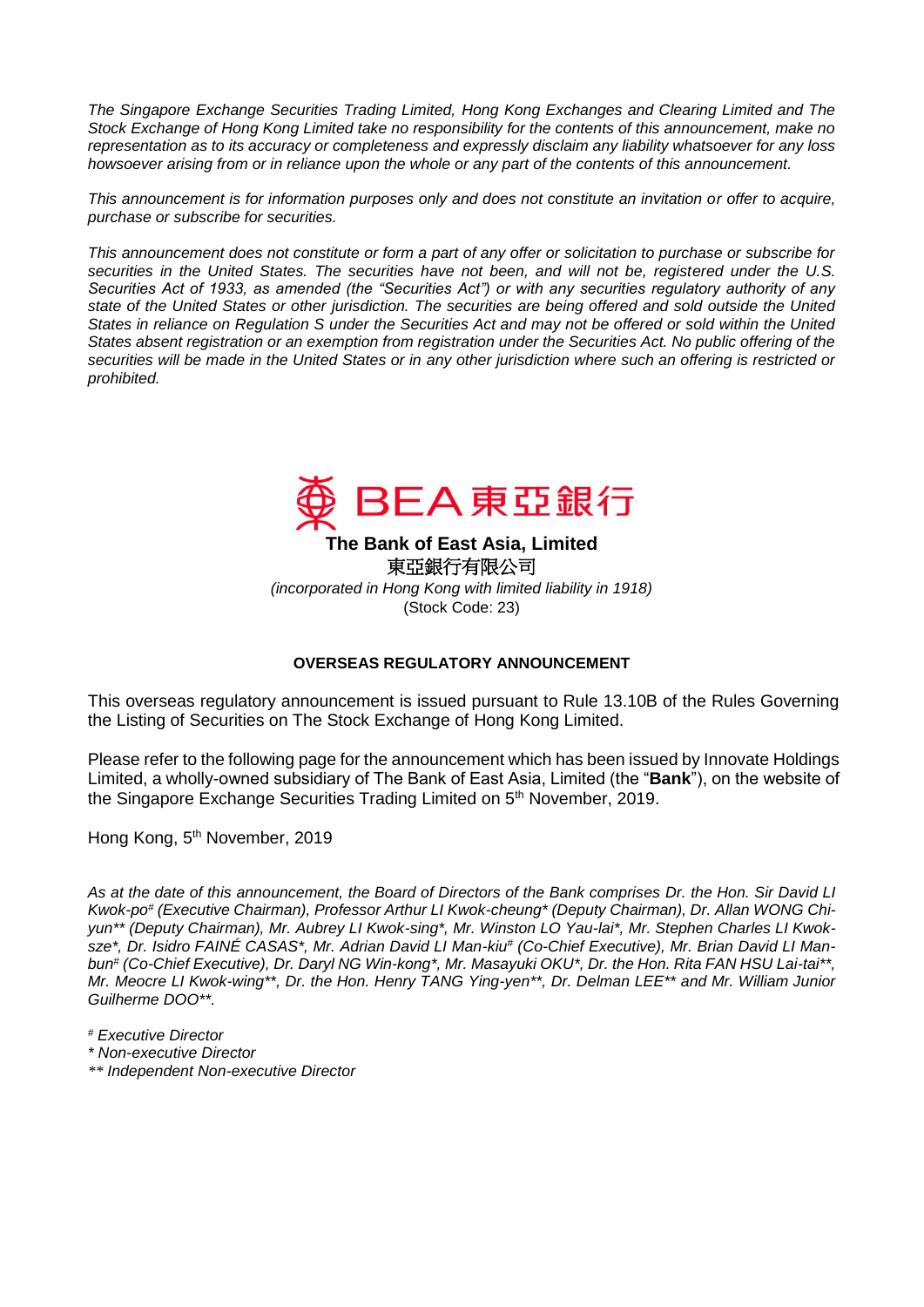*The Singapore Exchange Securities Trading Limited, Hong Kong Exchanges and Clearing Limited and The Stock Exchange of Hong Kong Limited take no responsibility for the contents of this announcement, make no representation as to its accuracy or completeness and expressly disclaim any liability whatsoever for any loss howsoever arising from or in reliance upon the whole or any part of the contents of this announcement.*

*This announcement is for information purposes only and does not constitute an invitation or offer to acquire, purchase or subscribe for securities.*

*This announcement does not constitute or form a part of any offer or solicitation to purchase or subscribe for securities in the United States. The securities have not been, and will not be, registered under the U.S. Securities Act of 1933, as amended (the "Securities Act") or with any securities regulatory authority of any state of the United States or other jurisdiction. The securities are being offered and sold outside the United States in reliance on Regulation S under the Securities Act and may not be offered or sold within the United States absent registration or an exemption from registration under the Securities Act. No public offering of the securities will be made in the United States or in any other jurisdiction where such an offering is restricted or prohibited.*

BEA 東亞銀行

**The Bank of East Asia, Limited**

東亞銀行有限公司

*(incorporated in Hong Kong with limited liability in 1918)*

(Stock Code: 23)

**OVERSEAS REGULATORY ANNOUNCEMENT**

This overseas regulatory announcement is issued pursuant to Rule 13.10B of the Rules Governing the Listing of Securities on The Stock Exchange of Hong Kong Limited.

Please refer to the following page for the announcement which has been issued by Innovate Holdings Limited, a wholly-owned subsidiary of The Bank of East Asia, Limited (the "**Bank**"), on the website of the Singapore Exchange Securities Trading Limited on 5th November, 2019.

Hong Kong, 5th November, 2019

*As at the date of this announcement, the Board of Directors of the Bank comprises Dr. the Hon. Sir David LI Kwok-po# (Executive Chairman), Professor Arthur LI Kwok-cheung* (Deputy Chairman), Dr. Allan WONG Chi-yun** (Deputy Chairman), Mr. Aubrey LI Kwok-sing*, Mr. Winston LO Yau-lai*, Mr. Stephen Charles LI Kwok-sze*, Dr. Isidro FAINÉ CASAS*, Mr. Adrian David LI Man-kiu# (Co-Chief Executive), Mr. Brian David LI Man-bun# (Co-Chief Executive), Dr. Daryl NG Win-kong*, Mr. Masayuki OKU*, Dr. the Hon. Rita FAN HSU Lai-tai**, Mr. Meocre LI Kwok-wing**, Dr. the Hon. Henry TANG Ying-yen**, Dr. Delman LEE** and Mr. William Junior Guilherme DOO**.*

*# Executive Director*
*\* Non-executive Director*
*\*\* Independent Non-executive Director*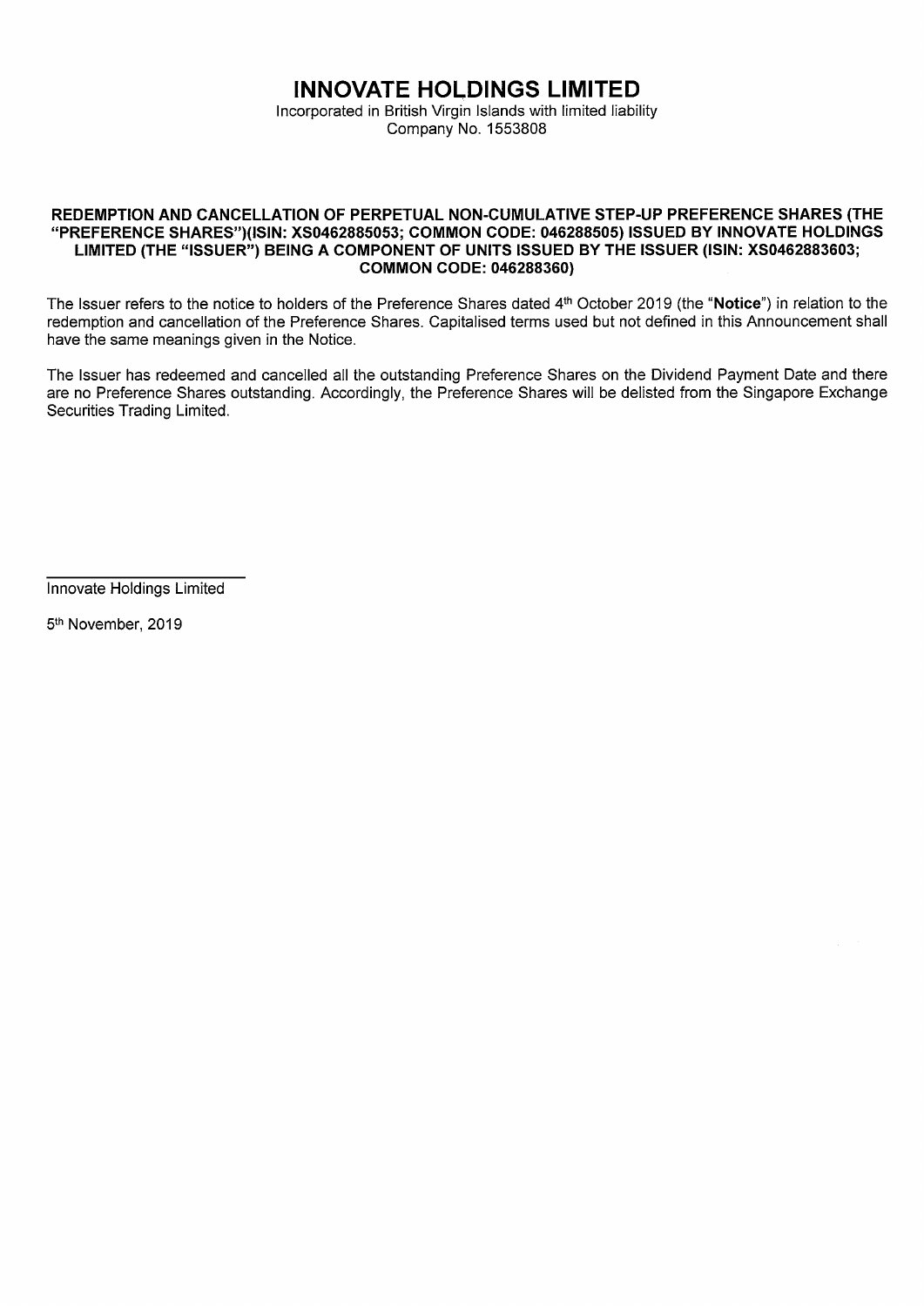# INNOVATE HOLDINGS LIMITED

Incorporated in British Virgin Islands with limited liability
Company No. 1553808

**REDEMPTION AND CANCELLATION OF PERPETUAL NON-CUMULATIVE STEP-UP PREFERENCE SHARES (THE "PREFERENCE SHARES")(ISIN: XS0462885053; COMMON CODE: 046288505) ISSUED BY INNOVATE HOLDINGS LIMITED (THE "ISSUER") BEING A COMPONENT OF UNITS ISSUED BY THE ISSUER (ISIN: XS0462883603; COMMON CODE: 046288360)**

The Issuer refers to the notice to holders of the Preference Shares dated 4th October 2019 (the "**Notice**") in relation to the redemption and cancellation of the Preference Shares. Capitalised terms used but not defined in this Announcement shall have the same meanings given in the Notice.

The Issuer has redeemed and cancelled all the outstanding Preference Shares on the Dividend Payment Date and there are no Preference Shares outstanding. Accordingly, the Preference Shares will be delisted from the Singapore Exchange Securities Trading Limited.

Innovate Holdings Limited

5th November, 2019